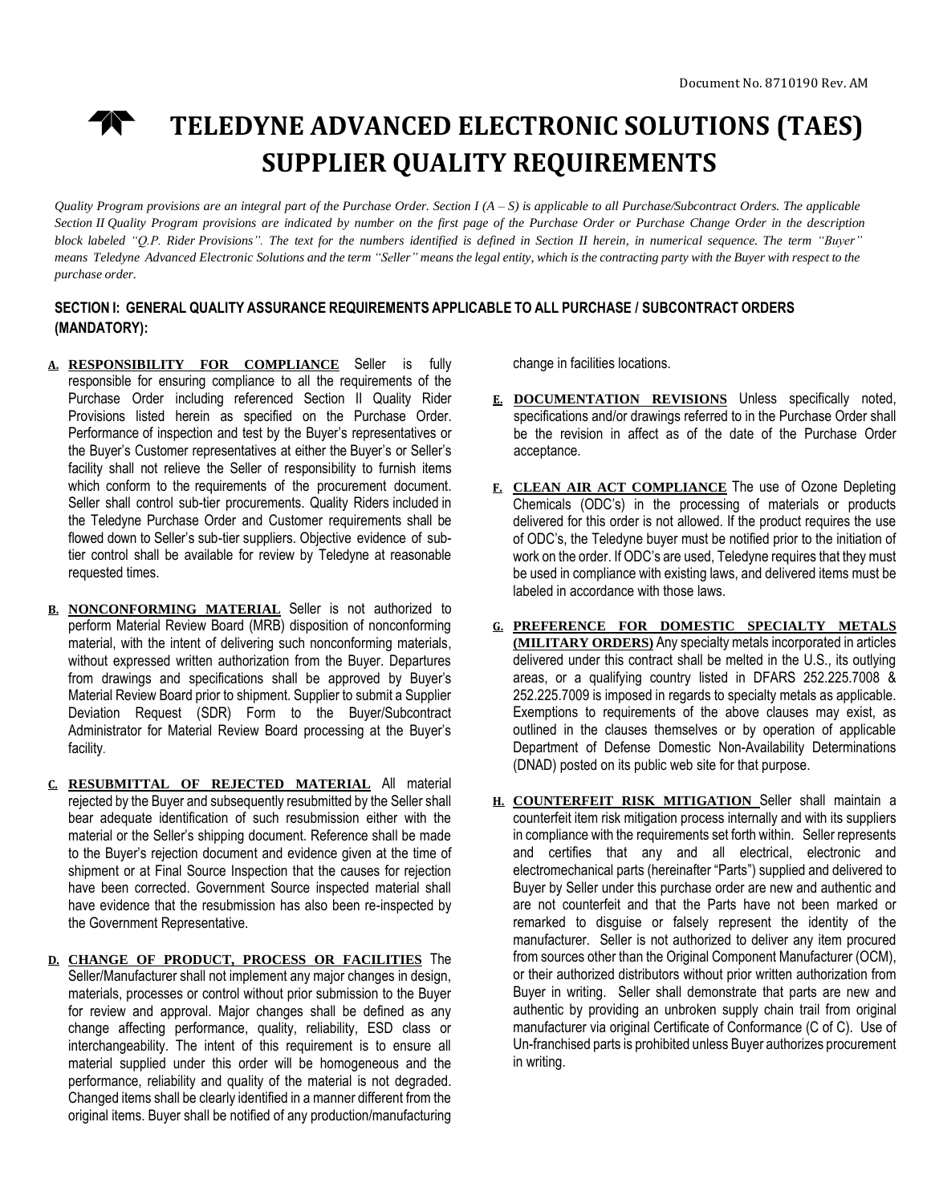Document No. 8710190 Rev. AM

# TELEDYNE ADVANCED ELECTRONIC SOLUTIONS (TAES) SUPPLIER QUALITY REQUIREMENTS

*Quality Program provisions are an integral part of the Purchase Order. Section I (A – S) is applicable to all Purchase/Subcontract Orders. The applicable Section II Quality Program provisions are indicated by number on the first page of the Purchase Order or Purchase Change Order in the description block labeled "Q.P. Rider Provisions". The text for the numbers identified is defined in Section II herein, in numerical sequence. The term "Buyer" means Teledyne Advanced Electronic Solutions and the term "Seller" means the legal entity, which is the contracting party with the Buyer with respect to the purchase order.*

## SECTION I: GENERAL QUALITY ASSURANCE REQUIREMENTS APPLICABLE TO ALL PURCHASE / SUBCONTRACT ORDERS (MANDATORY):

**A. RESPONSIBILITY FOR COMPLIANCE** Seller is fully responsible for ensuring compliance to all the requirements of the Purchase Order including referenced Section II Quality Rider Provisions listed herein as specified on the Purchase Order. Performance of inspection and test by the Buyer's representatives or the Buyer's Customer representatives at either the Buyer's or Seller's facility shall not relieve the Seller of responsibility to furnish items which conform to the requirements of the procurement document. Seller shall control sub-tier procurements. Quality Riders included in the Teledyne Purchase Order and Customer requirements shall be flowed down to Seller's sub-tier suppliers. Objective evidence of sub-tier control shall be available for review by Teledyne at reasonable requested times.

**B. NONCONFORMING MATERIAL** Seller is not authorized to perform Material Review Board (MRB) disposition of nonconforming material, with the intent of delivering such nonconforming materials, without expressed written authorization from the Buyer. Departures from drawings and specifications shall be approved by Buyer's Material Review Board prior to shipment. Supplier to submit a Supplier Deviation Request (SDR) Form to the Buyer/Subcontract Administrator for Material Review Board processing at the Buyer's facility.

**C. RESUBMITTAL OF REJECTED MATERIAL** All material rejected by the Buyer and subsequently resubmitted by the Seller shall bear adequate identification of such resubmission either with the material or the Seller's shipping document. Reference shall be made to the Buyer's rejection document and evidence given at the time of shipment or at Final Source Inspection that the causes for rejection have been corrected. Government Source inspected material shall have evidence that the resubmission has also been re-inspected by the Government Representative.

**D. CHANGE OF PRODUCT, PROCESS OR FACILITIES** The Seller/Manufacturer shall not implement any major changes in design, materials, processes or control without prior submission to the Buyer for review and approval. Major changes shall be defined as any change affecting performance, quality, reliability, ESD class or interchangeability. The intent of this requirement is to ensure all material supplied under this order will be homogeneous and the performance, reliability and quality of the material is not degraded. Changed items shall be clearly identified in a manner different from the original items. Buyer shall be notified of any production/manufacturing change in facilities locations.

**E. DOCUMENTATION REVISIONS** Unless specifically noted, specifications and/or drawings referred to in the Purchase Order shall be the revision in affect as of the date of the Purchase Order acceptance.

**F. CLEAN AIR ACT COMPLIANCE** The use of Ozone Depleting Chemicals (ODC's) in the processing of materials or products delivered for this order is not allowed. If the product requires the use of ODC's, the Teledyne buyer must be notified prior to the initiation of work on the order. If ODC's are used, Teledyne requires that they must be used in compliance with existing laws, and delivered items must be labeled in accordance with those laws.

**G. PREFERENCE FOR DOMESTIC SPECIALTY METALS (MILITARY ORDERS)** Any specialty metals incorporated in articles delivered under this contract shall be melted in the U.S., its outlying areas, or a qualifying country listed in DFARS 252.225.7008 & 252.225.7009 is imposed in regards to specialty metals as applicable. Exemptions to requirements of the above clauses may exist, as outlined in the clauses themselves or by operation of applicable Department of Defense Domestic Non-Availability Determinations (DNAD) posted on its public web site for that purpose.

**H. COUNTERFEIT RISK MITIGATION** Seller shall maintain a counterfeit item risk mitigation process internally and with its suppliers in compliance with the requirements set forth within. Seller represents and certifies that any and all electrical, electronic and electromechanical parts (hereinafter "Parts") supplied and delivered to Buyer by Seller under this purchase order are new and authentic and are not counterfeit and that the Parts have not been marked or remarked to disguise or falsely represent the identity of the manufacturer. Seller is not authorized to deliver any item procured from sources other than the Original Component Manufacturer (OCM), or their authorized distributors without prior written authorization from Buyer in writing. Seller shall demonstrate that parts are new and authentic by providing an unbroken supply chain trail from original manufacturer via original Certificate of Conformance (C of C). Use of Un-franchised parts is prohibited unless Buyer authorizes procurement in writing.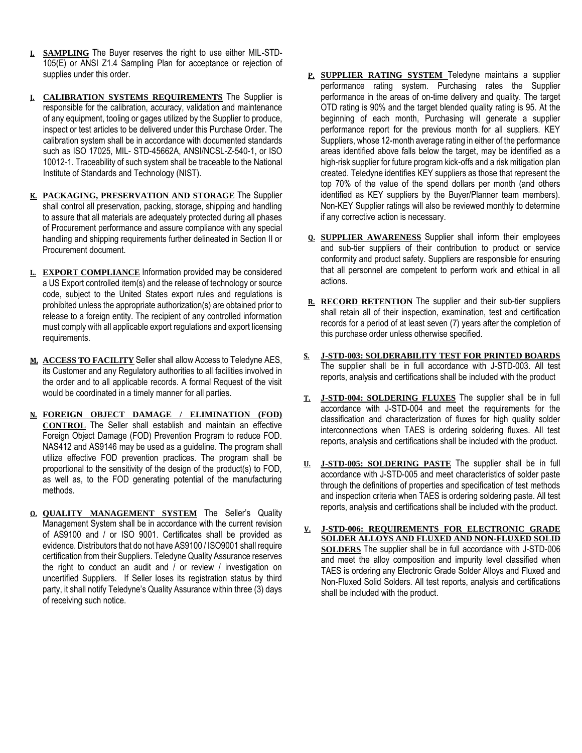**I. SAMPLING** The Buyer reserves the right to use either MIL-STD-105(E) or ANSI Z1.4 Sampling Plan for acceptance or rejection of supplies under this order.

**J. CALIBRATION SYSTEMS REQUIREMENTS** The Supplier is responsible for the calibration, accuracy, validation and maintenance of any equipment, tooling or gages utilized by the Supplier to produce, inspect or test articles to be delivered under this Purchase Order. The calibration system shall be in accordance with documented standards such as ISO 17025, MIL- STD-45662A, ANSI/NCSL-Z-540-1, or ISO 10012-1. Traceability of such system shall be traceable to the National Institute of Standards and Technology (NIST).

**K. PACKAGING, PRESERVATION AND STORAGE** The Supplier shall control all preservation, packing, storage, shipping and handling to assure that all materials are adequately protected during all phases of Procurement performance and assure compliance with any special handling and shipping requirements further delineated in Section II or Procurement document.

**L. EXPORT COMPLIANCE** Information provided may be considered a US Export controlled item(s) and the release of technology or source code, subject to the United States export rules and regulations is prohibited unless the appropriate authorization(s) are obtained prior to release to a foreign entity. The recipient of any controlled information must comply with all applicable export regulations and export licensing requirements.

**M. ACCESS TO FACILITY** Seller shall allow Access to Teledyne AES, its Customer and any Regulatory authorities to all facilities involved in the order and to all applicable records. A formal Request of the visit would be coordinated in a timely manner for all parties.

**N. FOREIGN OBJECT DAMAGE / ELIMINATION (FOD) CONTROL** The Seller shall establish and maintain an effective Foreign Object Damage (FOD) Prevention Program to reduce FOD. NAS412 and AS9146 may be used as a guideline. The program shall utilize effective FOD prevention practices. The program shall be proportional to the sensitivity of the design of the product(s) to FOD, as well as, to the FOD generating potential of the manufacturing methods.

**O. QUALITY MANAGEMENT SYSTEM** The Seller's Quality Management System shall be in accordance with the current revision of AS9100 and / or ISO 9001. Certificates shall be provided as evidence. Distributors that do not have AS9100 / ISO9001 shall require certification from their Suppliers. Teledyne Quality Assurance reserves the right to conduct an audit and / or review / investigation on uncertified Suppliers. If Seller loses its registration status by third party, it shall notify Teledyne's Quality Assurance within three (3) days of receiving such notice.

**P. SUPPLIER RATING SYSTEM** Teledyne maintains a supplier performance rating system. Purchasing rates the Supplier performance in the areas of on-time delivery and quality. The target OTD rating is 90% and the target blended quality rating is 95. At the beginning of each month, Purchasing will generate a supplier performance report for the previous month for all suppliers. KEY Suppliers, whose 12-month average rating in either of the performance areas identified above falls below the target, may be identified as a high-risk supplier for future program kick-offs and a risk mitigation plan created. Teledyne identifies KEY suppliers as those that represent the top 70% of the value of the spend dollars per month (and others identified as KEY suppliers by the Buyer/Planner team members). Non-KEY Supplier ratings will also be reviewed monthly to determine if any corrective action is necessary.

**Q. SUPPLIER AWARENESS** Supplier shall inform their employees and sub-tier suppliers of their contribution to product or service conformity and product safety. Suppliers are responsible for ensuring that all personnel are competent to perform work and ethical in all actions.

**R. RECORD RETENTION** The supplier and their sub-tier suppliers shall retain all of their inspection, examination, test and certification records for a period of at least seven (7) years after the completion of this purchase order unless otherwise specified.

**S. J-STD-003: SOLDERABILITY TEST FOR PRINTED BOARDS** The supplier shall be in full accordance with J-STD-003. All test reports, analysis and certifications shall be included with the product

**T. J-STD-004: SOLDERING FLUXES** The supplier shall be in full accordance with J-STD-004 and meet the requirements for the classification and characterization of fluxes for high quality solder interconnections when TAES is ordering soldering fluxes. All test reports, analysis and certifications shall be included with the product.

**U. J-STD-005: SOLDERING PASTE** The supplier shall be in full accordance with J-STD-005 and meet characteristics of solder paste through the definitions of properties and specification of test methods and inspection criteria when TAES is ordering soldering paste. All test reports, analysis and certifications shall be included with the product.

**V. J-STD-006: REQUIREMENTS FOR ELECTRONIC GRADE SOLDER ALLOYS AND FLUXED AND NON-FLUXED SOLID SOLDERS** The supplier shall be in full accordance with J-STD-006 and meet the alloy composition and impurity level classified when TAES is ordering any Electronic Grade Solder Alloys and Fluxed and Non-Fluxed Solid Solders. All test reports, analysis and certifications shall be included with the product.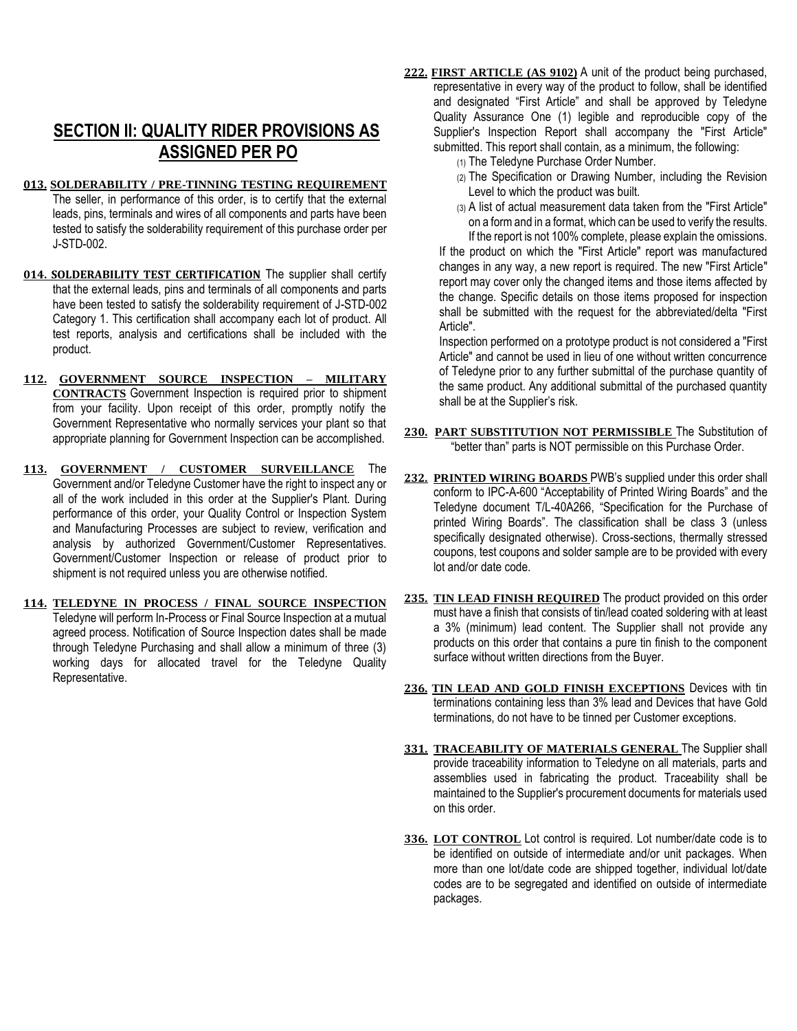## SECTION II: QUALITY RIDER PROVISIONS AS ASSIGNED PER PO

**013. SOLDERABILITY / PRE-TINNING TESTING REQUIREMENT** The seller, in performance of this order, is to certify that the external leads, pins, terminals and wires of all components and parts have been tested to satisfy the solderability requirement of this purchase order per J-STD-002.

**014. SOLDERABILITY TEST CERTIFICATION** The supplier shall certify that the external leads, pins and terminals of all components and parts have been tested to satisfy the solderability requirement of J-STD-002 Category 1. This certification shall accompany each lot of product. All test reports, analysis and certifications shall be included with the product.

**112. GOVERNMENT SOURCE INSPECTION – MILITARY CONTRACTS** Government Inspection is required prior to shipment from your facility. Upon receipt of this order, promptly notify the Government Representative who normally services your plant so that appropriate planning for Government Inspection can be accomplished.

**113. GOVERNMENT / CUSTOMER SURVEILLANCE** The Government and/or Teledyne Customer have the right to inspect any or all of the work included in this order at the Supplier's Plant. During performance of this order, your Quality Control or Inspection System and Manufacturing Processes are subject to review, verification and analysis by authorized Government/Customer Representatives. Government/Customer Inspection or release of product prior to shipment is not required unless you are otherwise notified.

**114. TELEDYNE IN PROCESS / FINAL SOURCE INSPECTION** Teledyne will perform In-Process or Final Source Inspection at a mutual agreed process. Notification of Source Inspection dates shall be made through Teledyne Purchasing and shall allow a minimum of three (3) working days for allocated travel for the Teledyne Quality Representative.

**222. FIRST ARTICLE (AS 9102)** A unit of the product being purchased, representative in every way of the product to follow, shall be identified and designated "First Article" and shall be approved by Teledyne Quality Assurance One (1) legible and reproducible copy of the Supplier's Inspection Report shall accompany the "First Article" submitted. This report shall contain, as a minimum, the following:

(1) The Teledyne Purchase Order Number.

(2) The Specification or Drawing Number, including the Revision Level to which the product was built.

(3) A list of actual measurement data taken from the "First Article" on a form and in a format, which can be used to verify the results. If the report is not 100% complete, please explain the omissions.

If the product on which the "First Article" report was manufactured changes in any way, a new report is required. The new "First Article" report may cover only the changed items and those items affected by the change. Specific details on those items proposed for inspection shall be submitted with the request for the abbreviated/delta "First Article".

Inspection performed on a prototype product is not considered a "First Article" and cannot be used in lieu of one without written concurrence of Teledyne prior to any further submittal of the purchase quantity of the same product. Any additional submittal of the purchased quantity shall be at the Supplier's risk.

**230. PART SUBSTITUTION NOT PERMISSIBLE** The Substitution of "better than" parts is NOT permissible on this Purchase Order.

**232. PRINTED WIRING BOARDS** PWB's supplied under this order shall conform to IPC-A-600 "Acceptability of Printed Wiring Boards" and the Teledyne document T/L-40A266, "Specification for the Purchase of printed Wiring Boards". The classification shall be class 3 (unless specifically designated otherwise). Cross-sections, thermally stressed coupons, test coupons and solder sample are to be provided with every lot and/or date code.

**235. TIN LEAD FINISH REQUIRED** The product provided on this order must have a finish that consists of tin/lead coated soldering with at least a 3% (minimum) lead content. The Supplier shall not provide any products on this order that contains a pure tin finish to the component surface without written directions from the Buyer.

**236. TIN LEAD AND GOLD FINISH EXCEPTIONS** Devices with tin terminations containing less than 3% lead and Devices that have Gold terminations, do not have to be tinned per Customer exceptions.

**331. TRACEABILITY OF MATERIALS GENERAL** The Supplier shall provide traceability information to Teledyne on all materials, parts and assemblies used in fabricating the product. Traceability shall be maintained to the Supplier's procurement documents for materials used on this order.

**336. LOT CONTROL** Lot control is required. Lot number/date code is to be identified on outside of intermediate and/or unit packages. When more than one lot/date code are shipped together, individual lot/date codes are to be segregated and identified on outside of intermediate packages.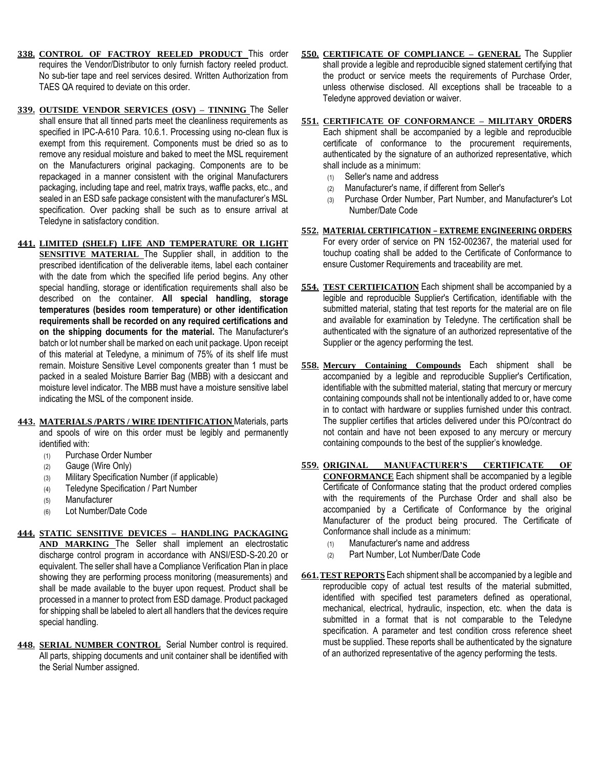**338. CONTROL OF FACTROY REELED PRODUCT** This order requires the Vendor/Distributor to only furnish factory reeled product. No sub-tier tape and reel services desired. Written Authorization from TAES QA required to deviate on this order.

**339. OUTSIDE VENDOR SERVICES (OSV) – TINNING** The Seller shall ensure that all tinned parts meet the cleanliness requirements as specified in IPC-A-610 Para. 10.6.1. Processing using no-clean flux is exempt from this requirement. Components must be dried so as to remove any residual moisture and baked to meet the MSL requirement on the Manufacturers original packaging. Components are to be repackaged in a manner consistent with the original Manufacturers packaging, including tape and reel, matrix trays, waffle packs, etc., and sealed in an ESD safe package consistent with the manufacturer's MSL specification. Over packing shall be such as to ensure arrival at Teledyne in satisfactory condition.

**441. LIMITED (SHELF) LIFE AND TEMPERATURE OR LIGHT SENSITIVE MATERIAL** The Supplier shall, in addition to the prescribed identification of the deliverable items, label each container with the date from which the specified life period begins. Any other special handling, storage or identification requirements shall also be described on the container. **All special handling, storage temperatures (besides room temperature) or other identification requirements shall be recorded on any required certifications and on the shipping documents for the material.** The Manufacturer's batch or lot number shall be marked on each unit package. Upon receipt of this material at Teledyne, a minimum of 75% of its shelf life must remain. Moisture Sensitive Level components greater than 1 must be packed in a sealed Moisture Barrier Bag (MBB) with a desiccant and moisture level indicator. The MBB must have a moisture sensitive label indicating the MSL of the component inside.

**443. MATERIALS /PARTS / WIRE IDENTIFICATION** Materials, parts and spools of wire on this order must be legibly and permanently identified with:

1. Purchase Order Number
2. Gauge (Wire Only)
3. Military Specification Number (if applicable)
4. Teledyne Specification / Part Number
5. Manufacturer
6. Lot Number/Date Code

**444. STATIC SENSITIVE DEVICES – HANDLING PACKAGING AND MARKING** The Seller shall implement an electrostatic discharge control program in accordance with ANSI/ESD-S-20.20 or equivalent. The seller shall have a Compliance Verification Plan in place showing they are performing process monitoring (measurements) and shall be made available to the buyer upon request. Product shall be processed in a manner to protect from ESD damage. Product packaged for shipping shall be labeled to alert all handlers that the devices require special handling.

**448. SERIAL NUMBER CONTROL** Serial Number control is required. All parts, shipping documents and unit container shall be identified with the Serial Number assigned.

**550. CERTIFICATE OF COMPLIANCE – GENERAL** The Supplier shall provide a legible and reproducible signed statement certifying that the product or service meets the requirements of Purchase Order, unless otherwise disclosed. All exceptions shall be traceable to a Teledyne approved deviation or waiver.

**551. CERTIFICATE OF CONFORMANCE – MILITARY ORDERS** Each shipment shall be accompanied by a legible and reproducible certificate of conformance to the procurement requirements, authenticated by the signature of an authorized representative, which shall include as a minimum:

1. Seller's name and address
2. Manufacturer's name, if different from Seller's
3. Purchase Order Number, Part Number, and Manufacturer's Lot Number/Date Code

**552. MATERIAL CERTIFICATION – EXTREME ENGINEERING ORDERS** For every order of service on PN 152-002367, the material used for touchup coating shall be added to the Certificate of Conformance to ensure Customer Requirements and traceability are met.

**554. TEST CERTIFICATION** Each shipment shall be accompanied by a legible and reproducible Supplier's Certification, identifiable with the submitted material, stating that test reports for the material are on file and available for examination by Teledyne. The certification shall be authenticated with the signature of an authorized representative of the Supplier or the agency performing the test.

**558. Mercury Containing Compounds** Each shipment shall be accompanied by a legible and reproducible Supplier's Certification, identifiable with the submitted material, stating that mercury or mercury containing compounds shall not be intentionally added to or, have come in to contact with hardware or supplies furnished under this contract. The supplier certifies that articles delivered under this PO/contract do not contain and have not been exposed to any mercury or mercury containing compounds to the best of the supplier's knowledge.

**559. ORIGINAL MANUFACTURER'S CERTIFICATE OF CONFORMANCE** Each shipment shall be accompanied by a legible Certificate of Conformance stating that the product ordered complies with the requirements of the Purchase Order and shall also be accompanied by a Certificate of Conformance by the original Manufacturer of the product being procured. The Certificate of Conformance shall include as a minimum:

1. Manufacturer's name and address
2. Part Number, Lot Number/Date Code

**661. TEST REPORTS** Each shipment shall be accompanied by a legible and reproducible copy of actual test results of the material submitted, identified with specified test parameters defined as operational, mechanical, electrical, hydraulic, inspection, etc. when the data is submitted in a format that is not comparable to the Teledyne specification. A parameter and test condition cross reference sheet must be supplied. These reports shall be authenticated by the signature of an authorized representative of the agency performing the tests.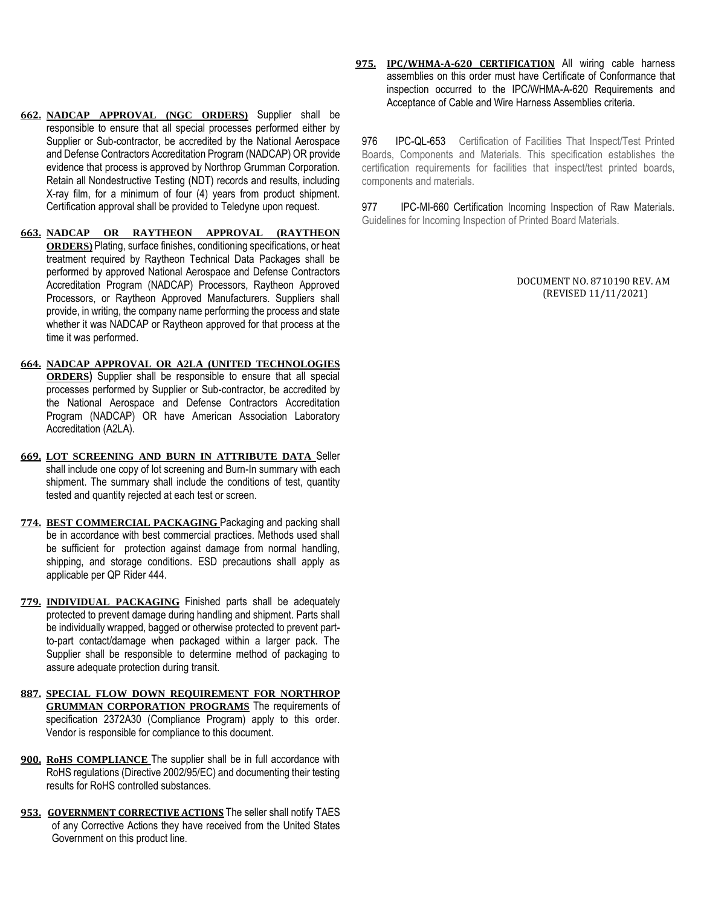**662. NADCAP APPROVAL (NGC ORDERS)** Supplier shall be responsible to ensure that all special processes performed either by Supplier or Sub-contractor, be accredited by the National Aerospace and Defense Contractors Accreditation Program (NADCAP) OR provide evidence that process is approved by Northrop Grumman Corporation. Retain all Nondestructive Testing (NDT) records and results, including X-ray film, for a minimum of four (4) years from product shipment. Certification approval shall be provided to Teledyne upon request.

**663. NADCAP OR RAYTHEON APPROVAL (RAYTHEON ORDERS)** Plating, surface finishes, conditioning specifications, or heat treatment required by Raytheon Technical Data Packages shall be performed by approved National Aerospace and Defense Contractors Accreditation Program (NADCAP) Processors, Raytheon Approved Processors, or Raytheon Approved Manufacturers. Suppliers shall provide, in writing, the company name performing the process and state whether it was NADCAP or Raytheon approved for that process at the time it was performed.

**664. NADCAP APPROVAL OR A2LA (UNITED TECHNOLOGIES ORDERS)** Supplier shall be responsible to ensure that all special processes performed by Supplier or Sub-contractor, be accredited by the National Aerospace and Defense Contractors Accreditation Program (NADCAP) OR have American Association Laboratory Accreditation (A2LA).

**669. LOT SCREENING AND BURN IN ATTRIBUTE DATA** Seller shall include one copy of lot screening and Burn-In summary with each shipment. The summary shall include the conditions of test, quantity tested and quantity rejected at each test or screen.

**774. BEST COMMERCIAL PACKAGING** Packaging and packing shall be in accordance with best commercial practices. Methods used shall be sufficient for protection against damage from normal handling, shipping, and storage conditions. ESD precautions shall apply as applicable per QP Rider 444.

**779. INDIVIDUAL PACKAGING** Finished parts shall be adequately protected to prevent damage during handling and shipment. Parts shall be individually wrapped, bagged or otherwise protected to prevent part-to-part contact/damage when packaged within a larger pack. The Supplier shall be responsible to determine method of packaging to assure adequate protection during transit.

**887. SPECIAL FLOW DOWN REQUIREMENT FOR NORTHROP GRUMMAN CORPORATION PROGRAMS** The requirements of specification 2372A30 (Compliance Program) apply to this order. Vendor is responsible for compliance to this document.

**900. RoHS COMPLIANCE** The supplier shall be in full accordance with RoHS regulations (Directive 2002/95/EC) and documenting their testing results for RoHS controlled substances.

**953. GOVERNMENT CORRECTIVE ACTIONS** The seller shall notify TAES of any Corrective Actions they have received from the United States Government on this product line.

**975. IPC/WHMA-A-620 CERTIFICATION** All wiring cable harness assemblies on this order must have Certificate of Conformance that inspection occurred to the IPC/WHMA-A-620 Requirements and Acceptance of Cable and Wire Harness Assemblies criteria.

976 IPC-QL-653 Certification of Facilities That Inspect/Test Printed Boards, Components and Materials. This specification establishes the certification requirements for facilities that inspect/test printed boards, components and materials.

977 IPC-MI-660 Certification Incoming Inspection of Raw Materials. Guidelines for Incoming Inspection of Printed Board Materials.

DOCUMENT NO. 8710190 REV. AM
(REVISED 11/11/2021)